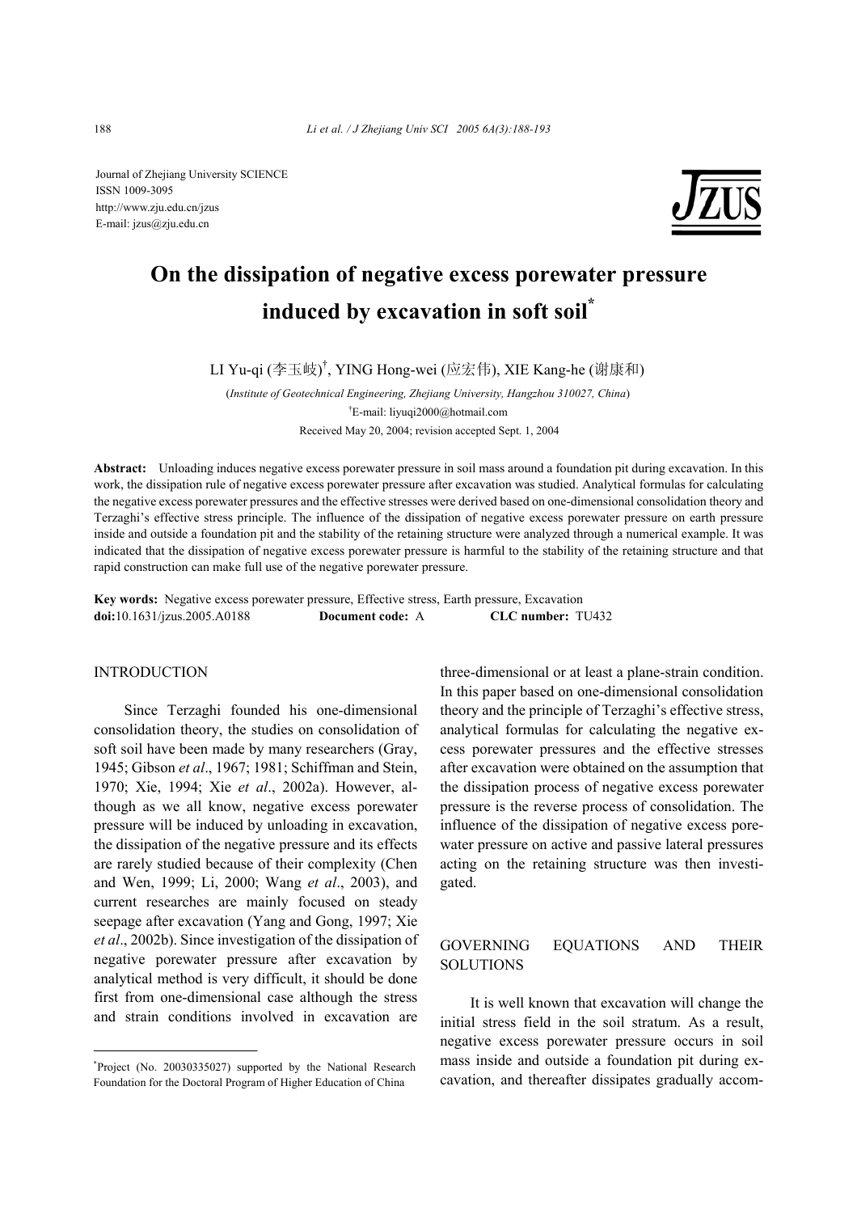Journal of Zhejiang University SCIENCE
ISSN 1009-3095
http://www.zju.edu.cn/jzus
E-mail: jzus@zju.edu.cn

# On the dissipation of negative excess porewater pressure induced by excavation in soft soil*

LI Yu-qi (李玉岐)[†], YING Hong-wei (应宏伟), XIE Kang-he (谢康和)

(*Institute of Geotechnical Engineering, Zhejiang University, Hangzhou 310027, China*)

[†]E-mail: liyuqi2000@hotmail.com

Received May 20, 2004; revision accepted Sept. 1, 2004

**Abstract:** Unloading induces negative excess porewater pressure in soil mass around a foundation pit during excavation. In this work, the dissipation rule of negative excess porewater pressure after excavation was studied. Analytical formulas for calculating the negative excess porewater pressures and the effective stresses were derived based on one-dimensional consolidation theory and Terzaghi's effective stress principle. The influence of the dissipation of negative excess porewater pressure on earth pressure inside and outside a foundation pit and the stability of the retaining structure were analyzed through a numerical example. It was indicated that the dissipation of negative excess porewater pressure is harmful to the stability of the retaining structure and that rapid construction can make full use of the negative porewater pressure.

**Key words:** Negative excess porewater pressure, Effective stress, Earth pressure, Excavation
**doi:**10.1631/jzus.2005.A0188 **Document code:** A **CLC number:** TU432

## INTRODUCTION

Since Terzaghi founded his one-dimensional consolidation theory, the studies on consolidation of soft soil have been made by many researchers (Gray, 1945; Gibson *et al*., 1967; 1981; Schiffman and Stein, 1970; Xie, 1994; Xie *et al*., 2002a). However, although as we all know, negative excess porewater pressure will be induced by unloading in excavation, the dissipation of the negative pressure and its effects are rarely studied because of their complexity (Chen and Wen, 1999; Li, 2000; Wang *et al*., 2003), and current researches are mainly focused on steady seepage after excavation (Yang and Gong, 1997; Xie *et al*., 2002b). Since investigation of the dissipation of negative porewater pressure after excavation by analytical method is very difficult, it should be done first from one-dimensional case although the stress and strain conditions involved in excavation are three-dimensional or at least a plane-strain condition. In this paper based on one-dimensional consolidation theory and the principle of Terzaghi's effective stress, analytical formulas for calculating the negative excess porewater pressures and the effective stresses after excavation were obtained on the assumption that the dissipation process of negative excess porewater pressure is the reverse process of consolidation. The influence of the dissipation of negative excess porewater pressure on active and passive lateral pressures acting on the retaining structure was then investigated.

## GOVERNING EQUATIONS AND THEIR SOLUTIONS

It is well known that excavation will change the initial stress field in the soil stratum. As a result, negative excess porewater pressure occurs in soil mass inside and outside a foundation pit during excavation, and thereafter dissipates gradually accom-

---

*Project (No. 20030335027) supported by the National Research Foundation for the Doctoral Program of Higher Education of China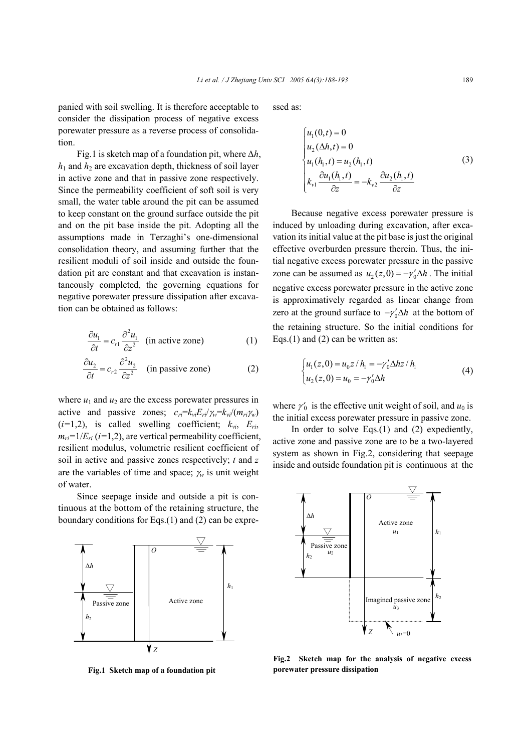panied with soil swelling. It is therefore acceptable to consider the dissipation process of negative excess porewater pressure as a reverse process of consolidation.

Fig.1 is sketch map of a foundation pit, where $\Delta h$, $h_1$ and $h_2$ are excavation depth, thickness of soil layer in active zone and that in passive zone respectively. Since the permeability coefficient of soft soil is very small, the water table around the pit can be assumed to keep constant on the ground surface outside the pit and on the pit base inside the pit. Adopting all the assumptions made in Terzaghi's one-dimensional consolidation theory, and assuming further that the resilient moduli of soil inside and outside the foundation pit are constant and that excavation is instantaneously completed, the governing equations for negative porewater pressure dissipation after excavation can be obtained as follows:

$$\frac{\partial u_1}{\partial t} = c_{r1}\frac{\partial^2 u_1}{\partial z^2} \quad \text{(in active zone)} \tag{1}$$

$$\frac{\partial u_2}{\partial t} = c_{r2}\frac{\partial^2 u_2}{\partial z^2} \quad \text{(in passive zone)} \tag{2}$$

where $u_1$ and $u_2$ are the excess porewater pressures in active and passive zones; $c_{ri}=k_{vi}E_{ri}/\gamma_w=k_{vi}/(m_{ri}\gamma_w)$ $(i=1,2)$, is called swelling coefficient; $k_{vi}$, $E_{ri}$, $m_{ri}=1/E_{ri}$ $(i=1,2)$, are vertical permeability coefficient, resilient modulus, volumetric resilient coefficient of soil in active and passive zones respectively; $t$ and $z$ are the variables of time and space; $\gamma_w$ is unit weight of water.

Since seepage inside and outside a pit is continuous at the bottom of the retaining structure, the boundary conditions for Eqs.(1) and (2) can be expressed as:

$$\begin{cases} u_1(0,t)=0 \\ u_2(\Delta h,t)=0 \\ u_1(h_1,t)=u_2(h_1,t) \\ k_{v1}\dfrac{\partial u_1(h_1,t)}{\partial z}=-k_{v2}\dfrac{\partial u_2(h_1,t)}{\partial z} \end{cases} \tag{3}$$

Because negative excess porewater pressure is induced by unloading during excavation, after excavation its initial value at the pit base is just the original effective overburden pressure therein. Thus, the initial negative excess porewater pressure in the passive zone can be assumed as $u_2(z,0)=-\gamma_0'\Delta h$. The initial negative excess porewater pressure in the active zone is approximatively regarded as linear change from zero at the ground surface to $-\gamma_0'\Delta h$ at the bottom of the retaining structure. So the initial conditions for Eqs.(1) and (2) can be written as:

$$\begin{cases} u_1(z,0)=u_0 z/h_1=-\gamma_0'\Delta h z/h_1 \\ u_2(z,0)=u_0=-\gamma_0'\Delta h \end{cases} \tag{4}$$

where $\gamma_0'$ is the effective unit weight of soil, and $u_0$ is the initial excess porewater pressure in passive zone.

In order to solve Eqs.(1) and (2) expediently, active zone and passive zone are to be a two-layered system as shown in Fig.2, considering that seepage inside and outside foundation pit is continuous at the

**Fig.1 Sketch map of a foundation pit**

**Fig.2 Sketch map for the analysis of negative excess porewater pressure dissipation**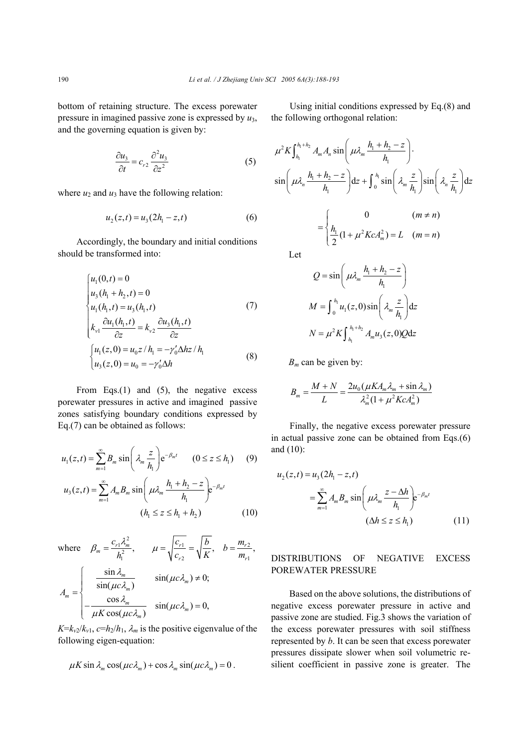bottom of retaining structure. The excess porewater pressure in imagined passive zone is expressed by $u_3$, and the governing equation is given by:

$$\frac{\partial u_3}{\partial t} = c_{r2} \frac{\partial^2 u_3}{\partial z^2} \tag{5}$$

where $u_2$ and $u_3$ have the following relation:

$$u_2(z,t) = u_3(2h_1 - z, t) \tag{6}$$

Accordingly, the boundary and initial conditions should be transformed into:

$$\begin{cases} u_1(0,t) = 0 \\ u_3(h_1 + h_2, t) = 0 \\ u_1(h_1, t) = u_3(h_1, t) \\ k_{v1} \dfrac{\partial u_1(h_1,t)}{\partial z} = k_{v2} \dfrac{\partial u_3(h_1,t)}{\partial z} \end{cases} \tag{7}$$

$$\begin{cases} u_1(z,0) = u_0 z / h_1 = -\gamma_0' \Delta h z / h_1 \\ u_3(z,0) = u_0 = -\gamma_0' \Delta h \end{cases} \tag{8}$$

From Eqs.(1) and (5), the negative excess porewater pressures in active and imagined passive zones satisfying boundary conditions expressed by Eq.(7) can be obtained as follows:

$$u_1(z,t) = \sum_{m=1}^{\infty} B_m \sin\left(\lambda_m \frac{z}{h_1}\right) \mathrm{e}^{-\beta_m t} \quad (0 \le z \le h_1) \tag{9}$$

$$u_3(z,t) = \sum_{m=1}^{\infty} A_m B_m \sin\left(\mu\lambda_m \frac{h_1 + h_2 - z}{h_1}\right) \mathrm{e}^{-\beta_m t} \quad (h_1 \le z \le h_1 + h_2) \tag{10}$$

where $\beta_m = \dfrac{c_{r1}\lambda_m^2}{h_1^2}$, $\mu = \sqrt{\dfrac{c_{r1}}{c_{r2}}} = \sqrt{\dfrac{b}{K}}$, $b = \dfrac{m_{r2}}{m_{r1}}$,

$$A_m = \begin{cases} \dfrac{\sin\lambda_m}{\sin(\mu c \lambda_m)} & \sin(\mu c\lambda_m) \ne 0; \\ -\dfrac{\cos\lambda_m}{\mu K \cos(\mu c\lambda_m)} & \sin(\mu c\lambda_m) = 0, \end{cases}$$

$K = k_{v2}/k_{v1}$, $c = h_2/h_1$, $\lambda_m$ is the positive eigenvalue of the following eigen-equation:

$$\mu K \sin\lambda_m \cos(\mu c\lambda_m) + \cos\lambda_m \sin(\mu c\lambda_m) = 0\,.$$

Using initial conditions expressed by Eq.(8) and the following orthogonal relation:

$$\mu^2 K \int_{h_1}^{h_1+h_2} A_m A_n \sin\left(\mu\lambda_m \frac{h_1 + h_2 - z}{h_1}\right) \cdot \sin\left(\mu\lambda_n \frac{h_1 + h_2 - z}{h_1}\right) \mathrm{d}z + \int_0^{h_1} \sin\left(\lambda_m \frac{z}{h_1}\right) \sin\left(\lambda_n \frac{z}{h_1}\right) \mathrm{d}z$$

$$= \begin{cases} 0 & (m \ne n) \\ \dfrac{h_1}{2}(1 + \mu^2 K c A_m^2) = L & (m = n) \end{cases}$$

Let

$$Q = \sin\left(\mu\lambda_m \frac{h_1 + h_2 - z}{h_1}\right)$$

$$M = \int_0^{h_1} u_1(z,0) \sin\left(\lambda_m \frac{z}{h_1}\right) \mathrm{d}z$$

$$N = \mu^2 K \int_{h_1}^{h_1+h_2} A_m u_3(z,0) Q \mathrm{d}z$$

$B_m$ can be given by:

$$B_m = \frac{M + N}{L} = \frac{2u_0(\mu K A_m \lambda_m + \sin\lambda_m)}{\lambda_m^2 (1 + \mu^2 K c A_m^2)}$$

Finally, the negative excess porewater pressure in actual passive zone can be obtained from Eqs.(6) and (10):

$$u_2(z,t) = u_3(2h_1 - z, t) = \sum_{m=1}^{\infty} A_m B_m \sin\left(\mu\lambda_m \frac{z - \Delta h}{h_1}\right) \mathrm{e}^{-\beta_m t} \quad (\Delta h \le z \le h_1) \tag{11}$$

## DISTRIBUTIONS OF NEGATIVE EXCESS POREWATER PRESSURE

Based on the above solutions, the distributions of negative excess porewater pressure in active and passive zone are studied. Fig.3 shows the variation of the excess porewater pressures with soil stiffness represented by $b$. It can be seen that excess porewater pressures dissipate slower when soil volumetric resilient coefficient in passive zone is greater. The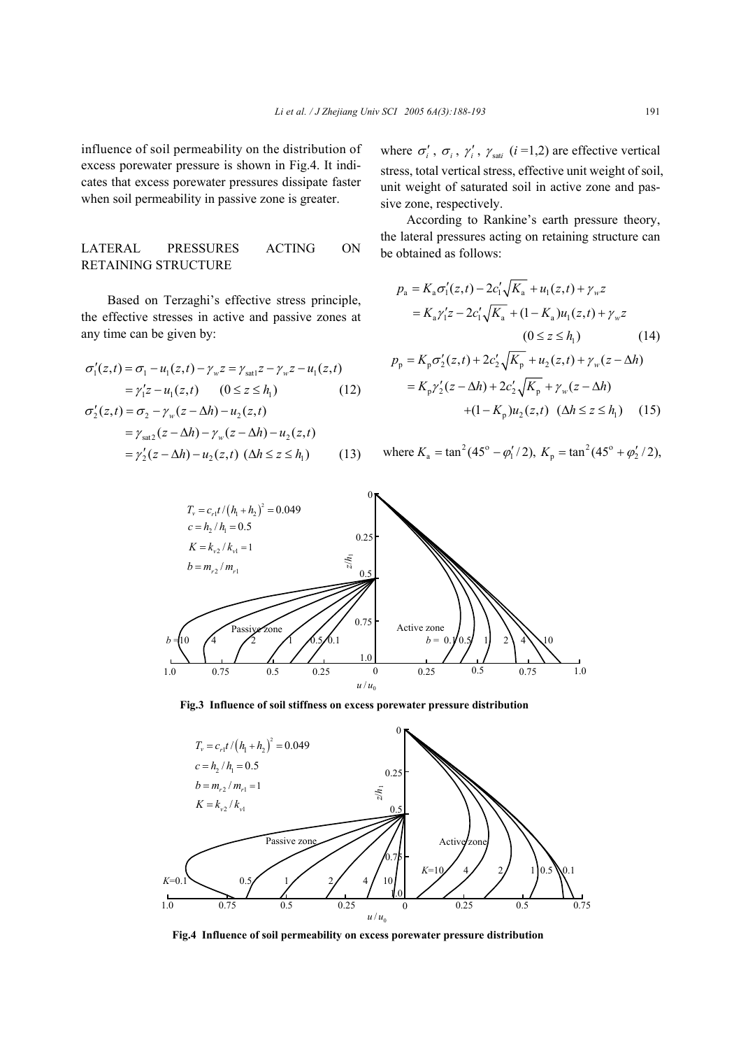influence of soil permeability on the distribution of excess porewater pressure is shown in Fig.4. It indicates that excess porewater pressures dissipate faster when soil permeability in passive zone is greater.

## LATERAL PRESSURES ACTING ON RETAINING STRUCTURE

Based on Terzaghi's effective stress principle, the effective stresses in active and passive zones at any time can be given by:

$$\sigma_1'(z,t) = \sigma_1 - u_1(z,t) - \gamma_w z = \gamma_{\text{sat1}} z - \gamma_w z - u_1(z,t) = \gamma_1' z - u_1(z,t) \quad (0 \le z \le h_1) \tag{12}$$

$$\sigma_2'(z,t) = \sigma_2 - \gamma_w (z - \Delta h) - u_2(z,t) = \gamma_{\text{sat2}}(z-\Delta h) - \gamma_w(z-\Delta h) - u_2(z,t) = \gamma_2'(z-\Delta h) - u_2(z,t) \quad (\Delta h \le z \le h_1) \tag{13}$$

where $\sigma_i'$, $\sigma_i$, $\gamma_i'$, $\gamma_{\text{sat}i}$ ($i$=1,2) are effective vertical stress, total vertical stress, effective unit weight of soil, unit weight of saturated soil in active zone and passive zone, respectively.

According to Rankine's earth pressure theory, the lateral pressures acting on retaining structure can be obtained as follows:

$$p_\text{a} = K_\text{a}\sigma_1'(z,t) - 2c_1'\sqrt{K_\text{a}} + u_1(z,t) + \gamma_w z = K_\text{a}\gamma_1' z - 2c_1'\sqrt{K_\text{a}} + (1-K_\text{a})u_1(z,t) + \gamma_w z \quad (0 \le z \le h_1) \tag{14}$$

$$p_\text{p} = K_\text{p}\sigma_2'(z,t) + 2c_2'\sqrt{K_\text{p}} + u_2(z,t) + \gamma_w(z-\Delta h) = K_\text{p}\gamma_2'(z-\Delta h) + 2c_2'\sqrt{K_\text{p}} + \gamma_w(z-\Delta h) + (1-K_\text{p})u_2(z,t) \quad (\Delta h \le z \le h_1) \tag{15}$$

where $K_\text{a} = \tan^2(45^\text{o} - \varphi_1'/2)$, $K_\text{p} = \tan^2(45^\text{o} + \varphi_2'/2)$,

**Fig.3 Influence of soil stiffness on excess porewater pressure distribution**

**Fig.4 Influence of soil permeability on excess porewater pressure distribution**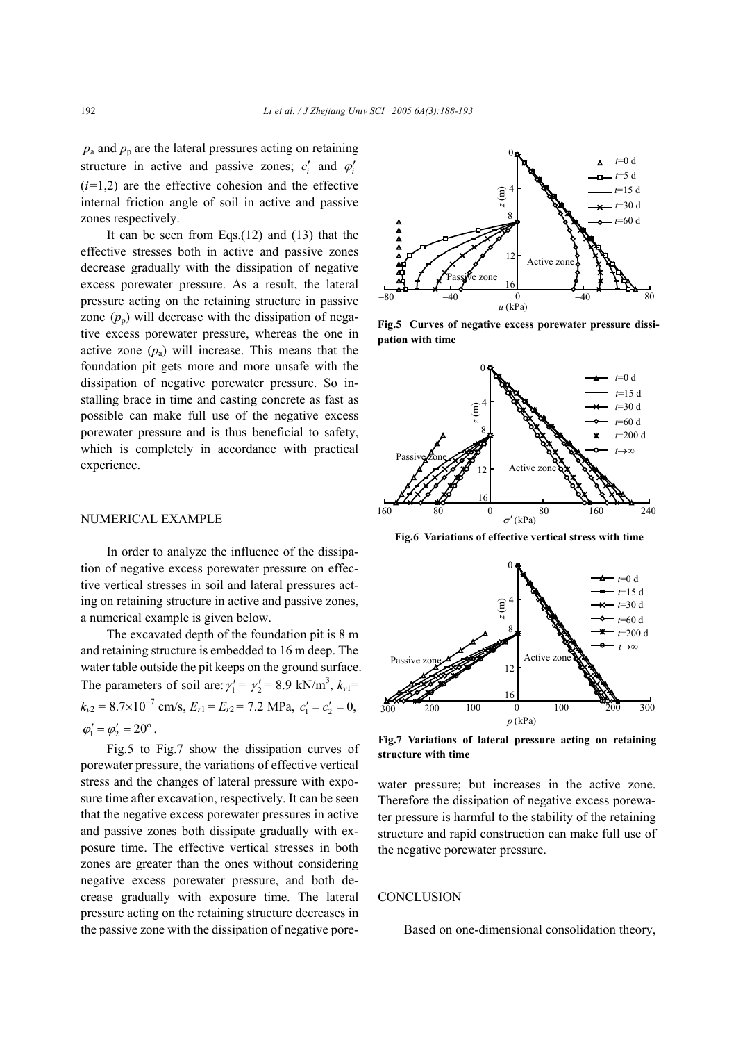$p_a$ and $p_p$ are the lateral pressures acting on retaining structure in active and passive zones; $c_i'$ and $\varphi_i'$ ($i$=1,2) are the effective cohesion and the effective internal friction angle of soil in active and passive zones respectively.

It can be seen from Eqs.(12) and (13) that the effective stresses both in active and passive zones decrease gradually with the dissipation of negative excess porewater pressure. As a result, the lateral pressure acting on the retaining structure in passive zone ($p_p$) will decrease with the dissipation of negative excess porewater pressure, whereas the one in active zone ($p_a$) will increase. This means that the foundation pit gets more and more unsafe with the dissipation of negative porewater pressure. So installing brace in time and casting concrete as fast as possible can make full use of the negative excess porewater pressure and is thus beneficial to safety, which is completely in accordance with practical experience.

## NUMERICAL EXAMPLE

In order to analyze the influence of the dissipation of negative excess porewater pressure on effective vertical stresses in soil and lateral pressures acting on retaining structure in active and passive zones, a numerical example is given below.

The excavated depth of the foundation pit is 8 m and retaining structure is embedded to 16 m deep. The water table outside the pit keeps on the ground surface. The parameters of soil are: $\gamma_1' = \gamma_2' = 8.9$ kN/m$^3$, $k_{v1} = k_{v2} = 8.7\times10^{-7}$ cm/s, $E_{r1} = E_{r2} = 7.2$ MPa, $c_1' = c_2' = 0$, $\varphi_1' = \varphi_2' = 20°$.

Fig.5 to Fig.7 show the dissipation curves of porewater pressure, the variations of effective vertical stress and the changes of lateral pressure with exposure time after excavation, respectively. It can be seen that the negative excess porewater pressures in active and passive zones both dissipate gradually with exposure time. The effective vertical stresses in both zones are greater than the ones without considering negative excess porewater pressure, and both decrease gradually with exposure time. The lateral pressure acting on the retaining structure decreases in the passive zone with the dissipation of negative porewater pressure; but increases in the active zone. Therefore the dissipation of negative excess porewater pressure is harmful to the stability of the retaining structure and rapid construction can make full use of the negative porewater pressure.

**Fig.5 Curves of negative excess porewater pressure dissipation with time**

**Fig.6 Variations of effective vertical stress with time**

**Fig.7 Variations of lateral pressure acting on retaining structure with time**

## CONCLUSION

Based on one-dimensional consolidation theory,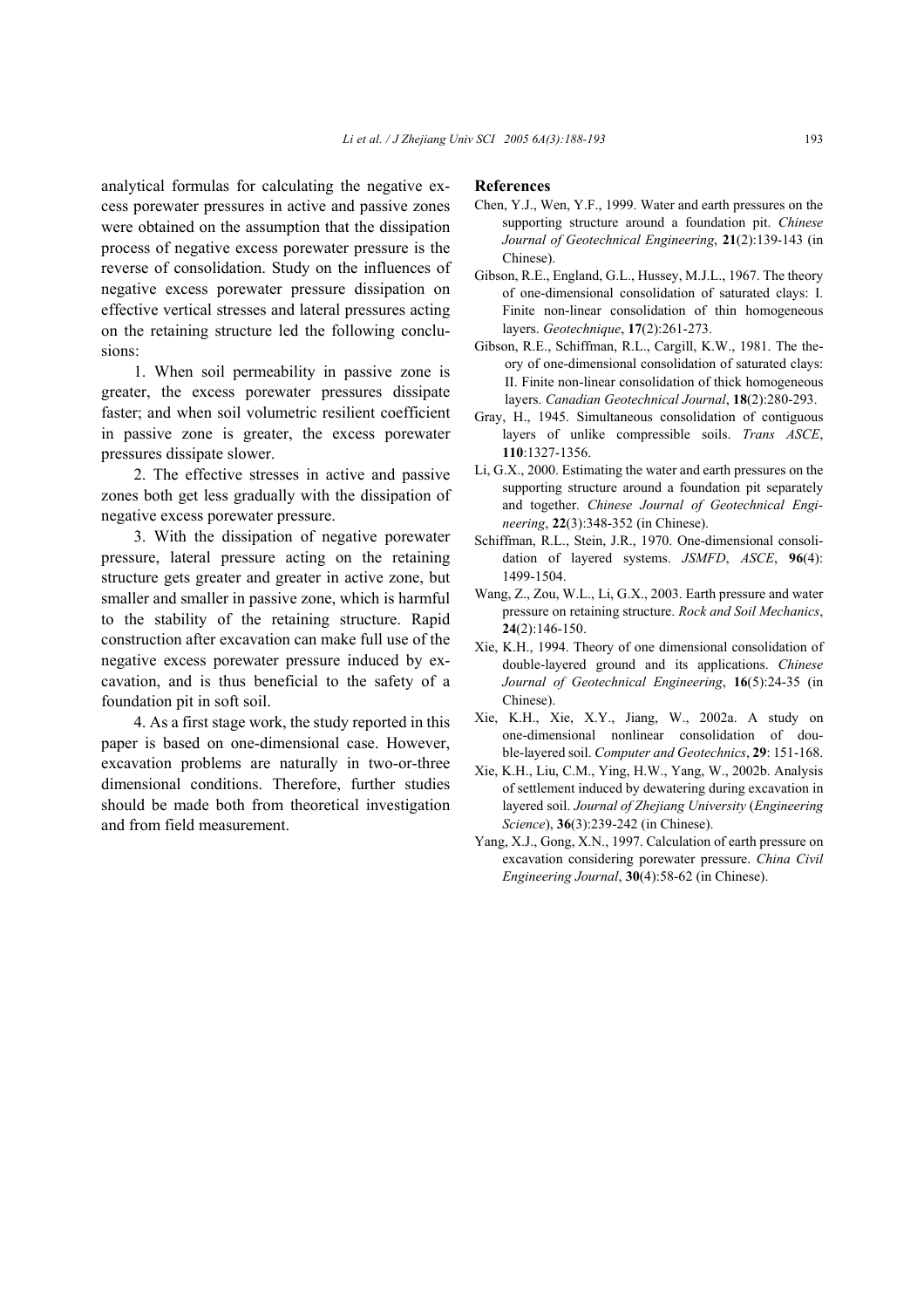analytical formulas for calculating the negative excess porewater pressures in active and passive zones were obtained on the assumption that the dissipation process of negative excess porewater pressure is the reverse of consolidation. Study on the influences of negative excess porewater pressure dissipation on effective vertical stresses and lateral pressures acting on the retaining structure led the following conclusions:

1. When soil permeability in passive zone is greater, the excess porewater pressures dissipate faster; and when soil volumetric resilient coefficient in passive zone is greater, the excess porewater pressures dissipate slower.

2. The effective stresses in active and passive zones both get less gradually with the dissipation of negative excess porewater pressure.

3. With the dissipation of negative porewater pressure, lateral pressure acting on the retaining structure gets greater and greater in active zone, but smaller and smaller in passive zone, which is harmful to the stability of the retaining structure. Rapid construction after excavation can make full use of the negative excess porewater pressure induced by excavation, and is thus beneficial to the safety of a foundation pit in soft soil.

4. As a first stage work, the study reported in this paper is based on one-dimensional case. However, excavation problems are naturally in two-or-three dimensional conditions. Therefore, further studies should be made both from theoretical investigation and from field measurement.

## References

Chen, Y.J., Wen, Y.F., 1999. Water and earth pressures on the supporting structure around a foundation pit. *Chinese Journal of Geotechnical Engineering*, **21**(2):139-143 (in Chinese).

Gibson, R.E., England, G.L., Hussey, M.J.L., 1967. The theory of one-dimensional consolidation of saturated clays: I. Finite non-linear consolidation of thin homogeneous layers. *Geotechnique*, **17**(2):261-273.

Gibson, R.E., Schiffman, R.L., Cargill, K.W., 1981. The theory of one-dimensional consolidation of saturated clays: II. Finite non-linear consolidation of thick homogeneous layers. *Canadian Geotechnical Journal*, **18**(2):280-293.

Gray, H., 1945. Simultaneous consolidation of contiguous layers of unlike compressible soils. *Trans ASCE*, **110**:1327-1356.

Li, G.X., 2000. Estimating the water and earth pressures on the supporting structure around a foundation pit separately and together. *Chinese Journal of Geotechnical Engineering*, **22**(3):348-352 (in Chinese).

Schiffman, R.L., Stein, J.R., 1970. One-dimensional consolidation of layered systems. *JSMFD*, *ASCE*, **96**(4): 1499-1504.

Wang, Z., Zou, W.L., Li, G.X., 2003. Earth pressure and water pressure on retaining structure. *Rock and Soil Mechanics*, **24**(2):146-150.

Xie, K.H., 1994. Theory of one dimensional consolidation of double-layered ground and its applications. *Chinese Journal of Geotechnical Engineering*, **16**(5):24-35 (in Chinese).

Xie, K.H., Xie, X.Y., Jiang, W., 2002a. A study on one-dimensional nonlinear consolidation of double-layered soil. *Computer and Geotechnics*, **29**: 151-168.

Xie, K.H., Liu, C.M., Ying, H.W., Yang, W., 2002b. Analysis of settlement induced by dewatering during excavation in layered soil. *Journal of Zhejiang University* (*Engineering Science*), **36**(3):239-242 (in Chinese).

Yang, X.J., Gong, X.N., 1997. Calculation of earth pressure on excavation considering porewater pressure. *China Civil Engineering Journal*, **30**(4):58-62 (in Chinese).